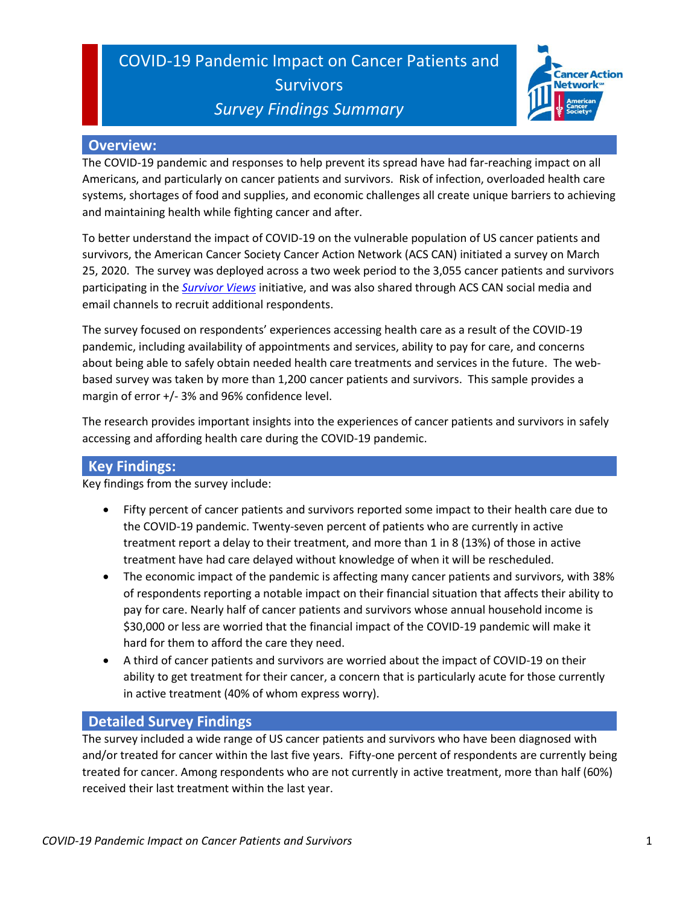# COVID-19 Pandemic Impact on Cancer Patients and Survivors

## *Survey Findings Summary*

## Overview:

The COVID-19 pandemic and responses to help prevent its spread have had far-reaching impact on all Americans, and particularly on cancer patients and survivors. Risk of infection, overloaded health care systems, shortages of food and supplies, and economic challenges all create unique barriers to achieving and maintaining health while fighting cancer and after.

To better understand the impact of COVID-19 on the vulnerable population of US cancer patients and survivors, the American Cancer Society Cancer Action Network (ACS CAN) initiated a survey on March 25, 2020. The survey was deployed across a two week period to the 3,055 cancer patients and survivors participating in the *Survivor Views* initiative, and was also shared through ACS CAN social media and email channels to recruit additional respondents.

The survey focused on respondents' experiences accessing health care as a result of the COVID-19 pandemic, including availability of appointments and services, ability to pay for care, and concerns about being able to safely obtain needed health care treatments and services in the future. The web-based survey was taken by more than 1,200 cancer patients and survivors. This sample provides a margin of error +/- 3% and 96% confidence level.

The research provides important insights into the experiences of cancer patients and survivors in safely accessing and affording health care during the COVID-19 pandemic.

## Key Findings:

Key findings from the survey include:

- Fifty percent of cancer patients and survivors reported some impact to their health care due to the COVID-19 pandemic. Twenty-seven percent of patients who are currently in active treatment report a delay to their treatment, and more than 1 in 8 (13%) of those in active treatment have had care delayed without knowledge of when it will be rescheduled.
- The economic impact of the pandemic is affecting many cancer patients and survivors, with 38% of respondents reporting a notable impact on their financial situation that affects their ability to pay for care. Nearly half of cancer patients and survivors whose annual household income is $30,000 or less are worried that the financial impact of the COVID-19 pandemic will make it hard for them to afford the care they need.
- A third of cancer patients and survivors are worried about the impact of COVID-19 on their ability to get treatment for their cancer, a concern that is particularly acute for those currently in active treatment (40% of whom express worry).

## Detailed Survey Findings

The survey included a wide range of US cancer patients and survivors who have been diagnosed with and/or treated for cancer within the last five years. Fifty-one percent of respondents are currently being treated for cancer. Among respondents who are not currently in active treatment, more than half (60%) received their last treatment within the last year.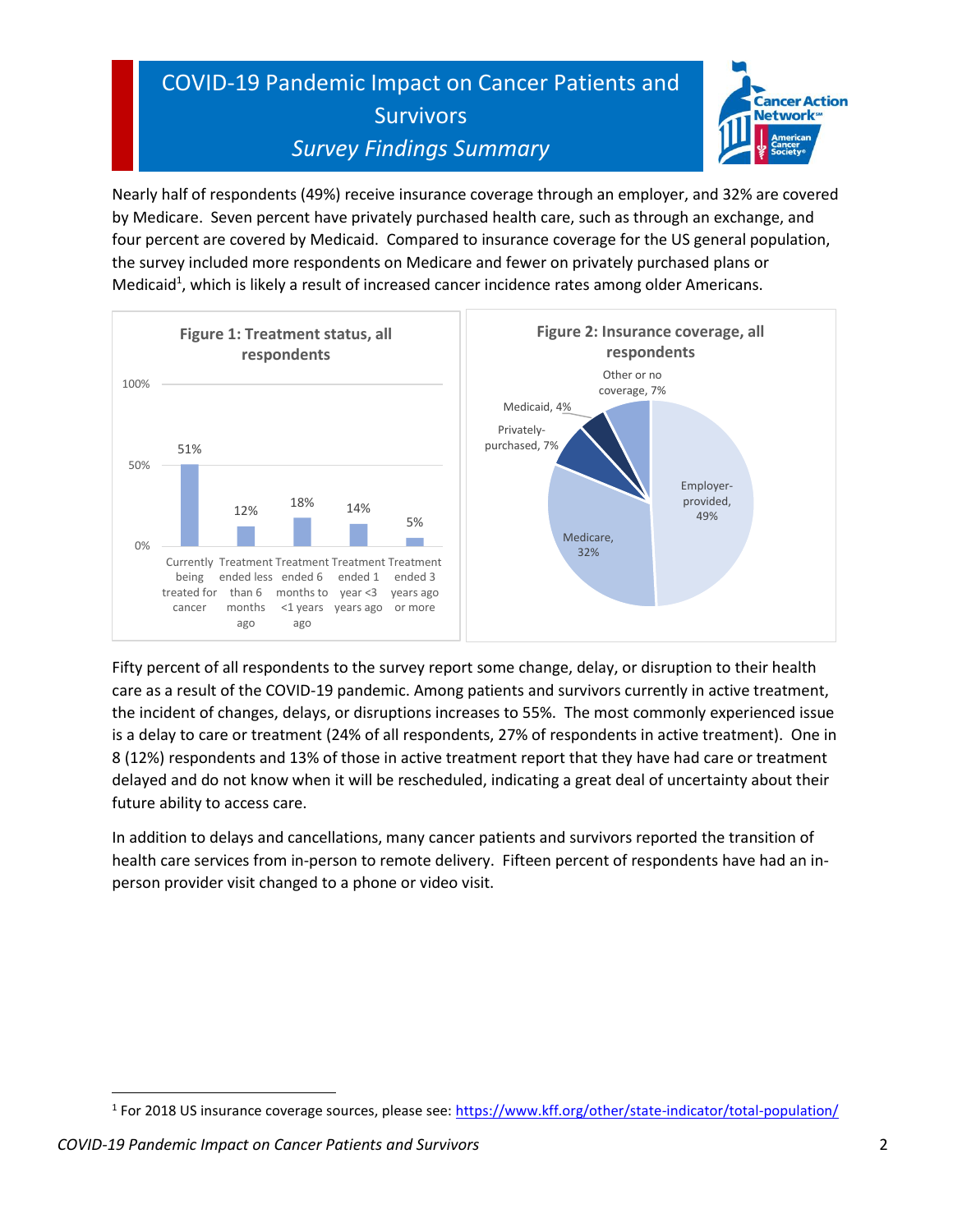Nearly half of respondents (49%) receive insurance coverage through an employer, and 32% are covered by Medicare. Seven percent have privately purchased health care, such as through an exchange, and four percent are covered by Medicaid. Compared to insurance coverage for the US general population, the survey included more respondents on Medicare and fewer on privately purchased plans or Medicaid[1], which is likely a result of increased cancer incidence rates among older Americans.

**Figure 1: Treatment status, all respondents**

| Treatment status | Percent |
| --- | --- |
| Currently being treated for cancer | 51% |
| Treatment ended less than 6 months ago | 12% |
| Treatment ended 6 months to <1 years ago | 18% |
| Treatment ended 1 year <3 years ago | 14% |
| Treatment ended 3 years ago or more | 5% |

**Figure 2: Insurance coverage, all respondents**

| Insurance coverage | Percent |
| --- | --- |
| Employer-provided | 49% |
| Medicare | 32% |
| Privately-purchased | 7% |
| Medicaid | 4% |
| Other or no coverage | 7% |

Fifty percent of all respondents to the survey report some change, delay, or disruption to their health care as a result of the COVID-19 pandemic. Among patients and survivors currently in active treatment, the incident of changes, delays, or disruptions increases to 55%. The most commonly experienced issue is a delay to care or treatment (24% of all respondents, 27% of respondents in active treatment). One in 8 (12%) respondents and 13% of those in active treatment report that they have had care or treatment delayed and do not know when it will be rescheduled, indicating a great deal of uncertainty about their future ability to access care.

In addition to delays and cancellations, many cancer patients and survivors reported the transition of health care services from in-person to remote delivery. Fifteen percent of respondents have had an in-person provider visit changed to a phone or video visit.

[1] For 2018 US insurance coverage sources, please see: https://www.kff.org/other/state-indicator/total-population/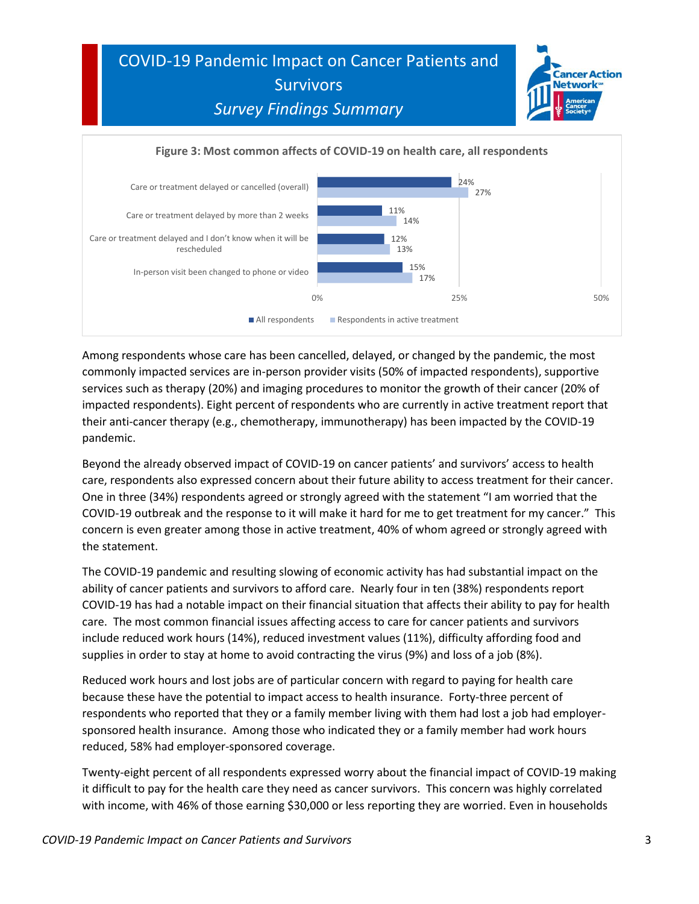**Figure 3: Most common affects of COVID-19 on health care, all respondents**

| | All respondents | Respondents in active treatment |
|---|---|---|
| Care or treatment delayed or cancelled (overall) | 24% | 27% |
| Care or treatment delayed by more than 2 weeks | 11% | 14% |
| Care or treatment delayed and I don't know when it will be rescheduled | 12% | 13% |
| In-person visit been changed to phone or video | 15% | 17% |

Among respondents whose care has been cancelled, delayed, or changed by the pandemic, the most commonly impacted services are in-person provider visits (50% of impacted respondents), supportive services such as therapy (20%) and imaging procedures to monitor the growth of their cancer (20% of impacted respondents). Eight percent of respondents who are currently in active treatment report that their anti-cancer therapy (e.g., chemotherapy, immunotherapy) has been impacted by the COVID-19 pandemic.

Beyond the already observed impact of COVID-19 on cancer patients' and survivors' access to health care, respondents also expressed concern about their future ability to access treatment for their cancer. One in three (34%) respondents agreed or strongly agreed with the statement "I am worried that the COVID-19 outbreak and the response to it will make it hard for me to get treatment for my cancer." This concern is even greater among those in active treatment, 40% of whom agreed or strongly agreed with the statement.

The COVID-19 pandemic and resulting slowing of economic activity has had substantial impact on the ability of cancer patients and survivors to afford care. Nearly four in ten (38%) respondents report COVID-19 has had a notable impact on their financial situation that affects their ability to pay for health care. The most common financial issues affecting access to care for cancer patients and survivors include reduced work hours (14%), reduced investment values (11%), difficulty affording food and supplies in order to stay at home to avoid contracting the virus (9%) and loss of a job (8%).

Reduced work hours and lost jobs are of particular concern with regard to paying for health care because these have the potential to impact access to health insurance. Forty-three percent of respondents who reported that they or a family member living with them had lost a job had employer-sponsored health insurance. Among those who indicated they or a family member had work hours reduced, 58% had employer-sponsored coverage.

Twenty-eight percent of all respondents expressed worry about the financial impact of COVID-19 making it difficult to pay for the health care they need as cancer survivors. This concern was highly correlated with income, with 46% of those earning $30,000 or less reporting they are worried. Even in households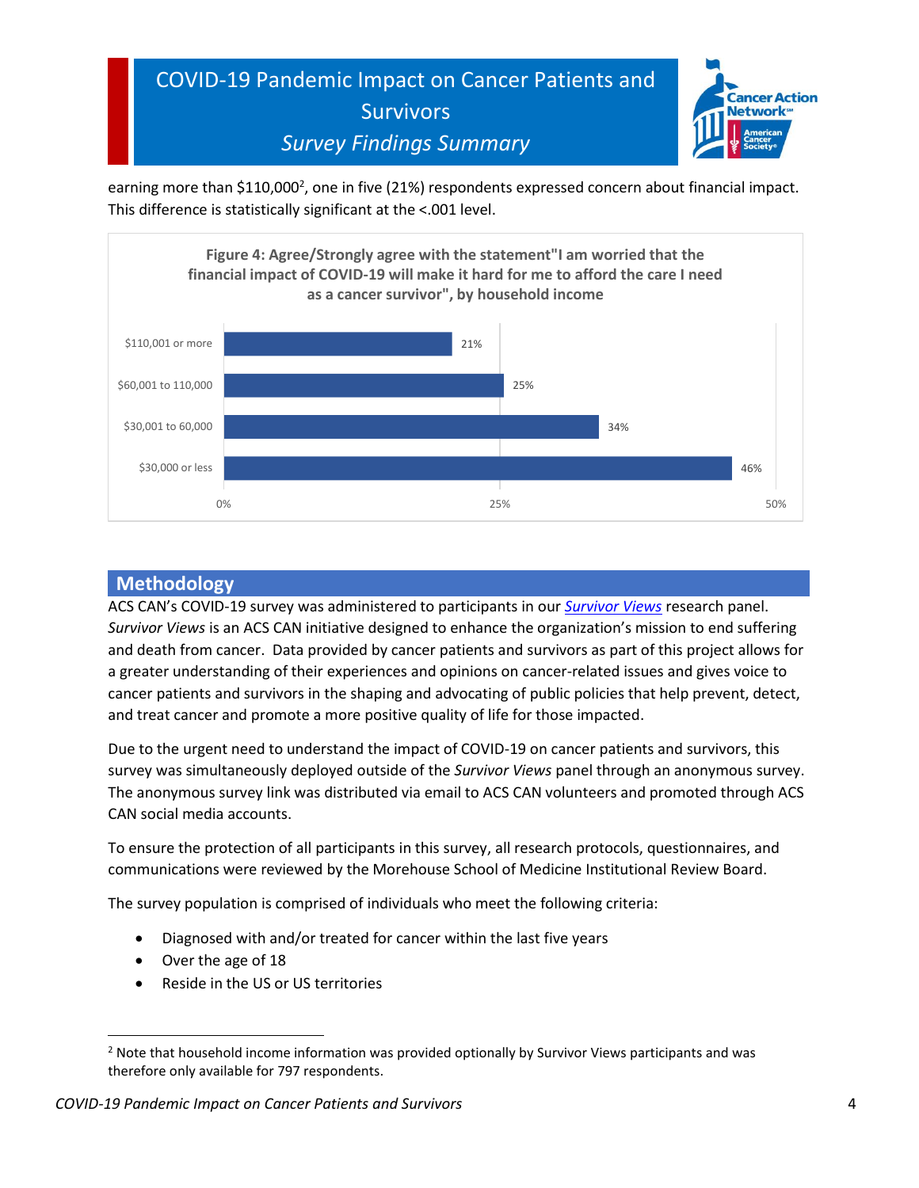earning more than $110,000[2], one in five (21%) respondents expressed concern about financial impact. This difference is statistically significant at the <.001 level.

**Figure 4: Agree/Strongly agree with the statement"I am worried that the financial impact of COVID-19 will make it hard for me to afford the care I need as a cancer survivor", by household income**

| Household income | Percent |
|---|---|
| $110,001 or more | 21% |
| $60,001 to 110,000 | 25% |
| $30,001 to 60,000 | 34% |
| $30,000 or less | 46% |

## Methodology

ACS CAN's COVID-19 survey was administered to participants in our *Survivor Views* research panel. *Survivor Views* is an ACS CAN initiative designed to enhance the organization's mission to end suffering and death from cancer. Data provided by cancer patients and survivors as part of this project allows for a greater understanding of their experiences and opinions on cancer-related issues and gives voice to cancer patients and survivors in the shaping and advocating of public policies that help prevent, detect, and treat cancer and promote a more positive quality of life for those impacted.

Due to the urgent need to understand the impact of COVID-19 on cancer patients and survivors, this survey was simultaneously deployed outside of the *Survivor Views* panel through an anonymous survey. The anonymous survey link was distributed via email to ACS CAN volunteers and promoted through ACS CAN social media accounts.

To ensure the protection of all participants in this survey, all research protocols, questionnaires, and communications were reviewed by the Morehouse School of Medicine Institutional Review Board.

The survey population is comprised of individuals who meet the following criteria:

- Diagnosed with and/or treated for cancer within the last five years
- Over the age of 18
- Reside in the US or US territories

[2] Note that household income information was provided optionally by Survivor Views participants and was therefore only available for 797 respondents.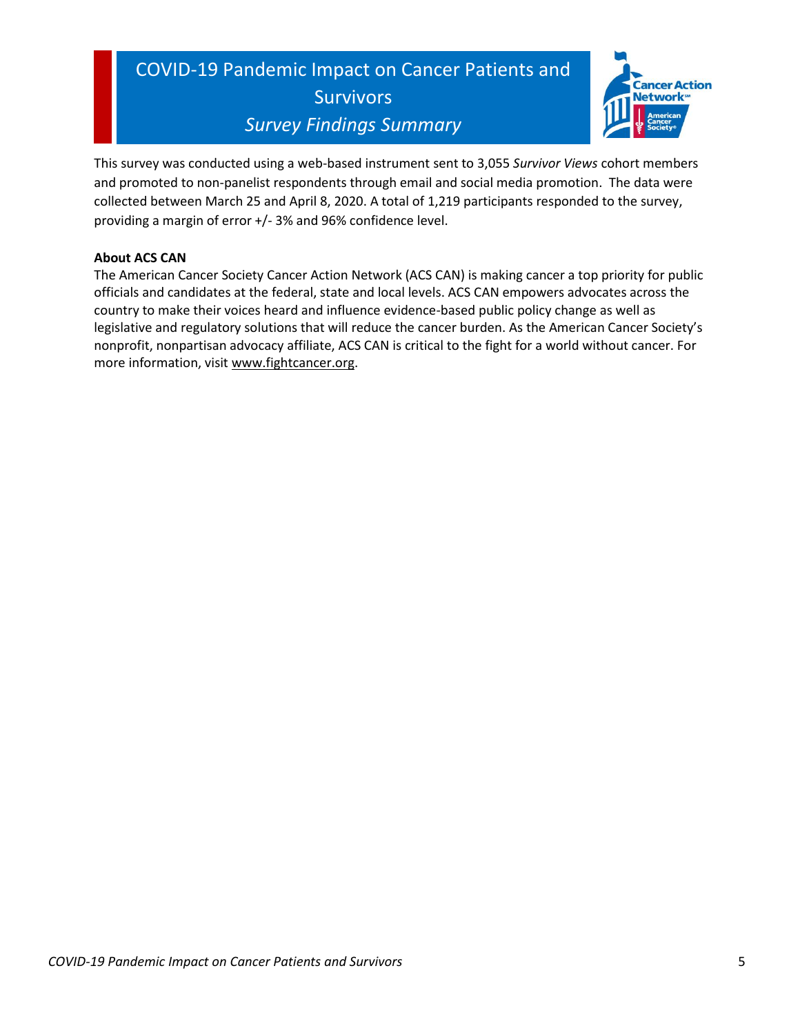# COVID-19 Pandemic Impact on Cancer Patients and Survivors
## *Survey Findings Summary*

This survey was conducted using a web-based instrument sent to 3,055 *Survivor Views* cohort members and promoted to non-panelist respondents through email and social media promotion. The data were collected between March 25 and April 8, 2020. A total of 1,219 participants responded to the survey, providing a margin of error +/- 3% and 96% confidence level.

**About ACS CAN**

The American Cancer Society Cancer Action Network (ACS CAN) is making cancer a top priority for public officials and candidates at the federal, state and local levels. ACS CAN empowers advocates across the country to make their voices heard and influence evidence-based public policy change as well as legislative and regulatory solutions that will reduce the cancer burden. As the American Cancer Society's nonprofit, nonpartisan advocacy affiliate, ACS CAN is critical to the fight for a world without cancer. For more information, visit www.fightcancer.org.